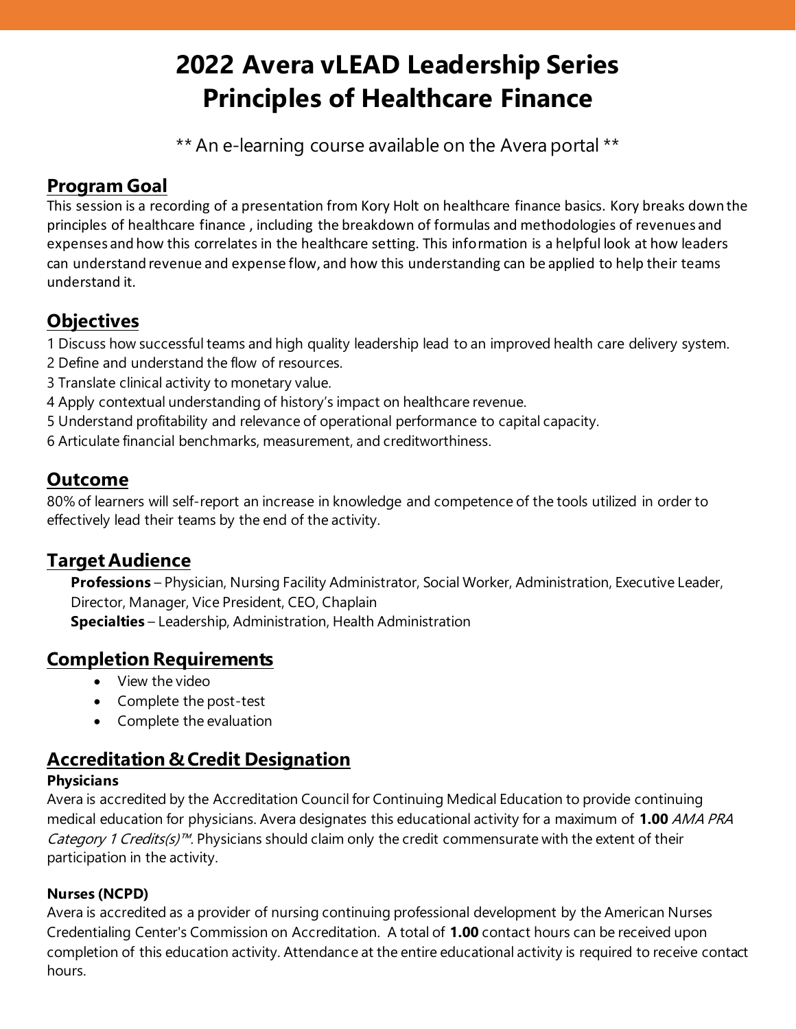# 2022 Avera vLEAD Leadership Series
# Principles of Healthcare Finance

** An e-learning course available on the Avera portal **

## Program Goal

This session is a recording of a presentation from Kory Holt on healthcare finance basics. Kory breaks down the principles of healthcare finance , including the breakdown of formulas and methodologies of revenues and expenses and how this correlates in the healthcare setting. This information is a helpful look at how leaders can understand revenue and expense flow, and how this understanding can be applied to help their teams understand it.

## Objectives

1 Discuss how successful teams and high quality leadership lead to an improved health care delivery system.
2 Define and understand the flow of resources.
3 Translate clinical activity to monetary value.
4 Apply contextual understanding of history's impact on healthcare revenue.
5 Understand profitability and relevance of operational performance to capital capacity.
6 Articulate financial benchmarks, measurement, and creditworthiness.

## Outcome

80% of learners will self-report an increase in knowledge and competence of the tools utilized in order to effectively lead their teams by the end of the activity.

## Target Audience

**Professions** – Physician, Nursing Facility Administrator, Social Worker, Administration, Executive Leader, Director, Manager, Vice President, CEO, Chaplain
**Specialties** – Leadership, Administration, Health Administration

## Completion Requirements

- View the video
- Complete the post-test
- Complete the evaluation

## Accreditation & Credit Designation

### Physicians

Avera is accredited by the Accreditation Council for Continuing Medical Education to provide continuing medical education for physicians. Avera designates this educational activity for a maximum of **1.00** *AMA PRA Category 1 Credits(s)™*. Physicians should claim only the credit commensurate with the extent of their participation in the activity.

### Nurses (NCPD)

Avera is accredited as a provider of nursing continuing professional development by the American Nurses Credentialing Center's Commission on Accreditation. A total of **1.00** contact hours can be received upon completion of this education activity. Attendance at the entire educational activity is required to receive contact hours.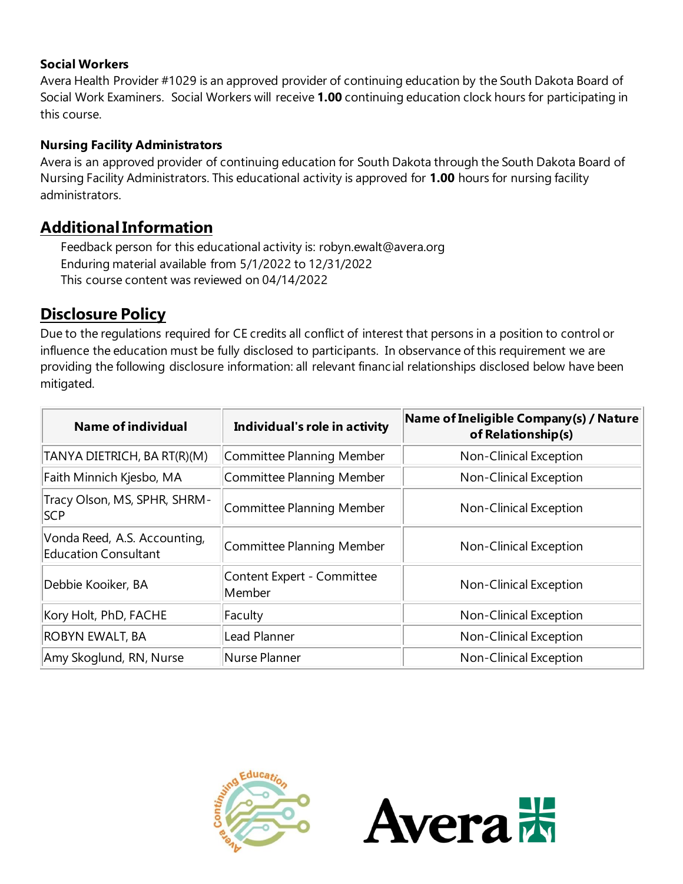**Social Workers**
Avera Health Provider #1029 is an approved provider of continuing education by the South Dakota Board of Social Work Examiners. Social Workers will receive **1.00** continuing education clock hours for participating in this course.

**Nursing Facility Administrators**
Avera is an approved provider of continuing education for South Dakota through the South Dakota Board of Nursing Facility Administrators. This educational activity is approved for **1.00** hours for nursing facility administrators.

## Additional Information

Feedback person for this educational activity is: robyn.ewalt@avera.org
Enduring material available from 5/1/2022 to 12/31/2022
This course content was reviewed on 04/14/2022

## Disclosure Policy

Due to the regulations required for CE credits all conflict of interest that persons in a position to control or influence the education must be fully disclosed to participants. In observance of this requirement we are providing the following disclosure information: all relevant financial relationships disclosed below have been mitigated.

| Name of individual | Individual's role in activity | Name of Ineligible Company(s) / Nature of Relationship(s) |
|---|---|---|
| TANYA DIETRICH, BA RT(R)(M) | Committee Planning Member | Non-Clinical Exception |
| Faith Minnich Kjesbo, MA | Committee Planning Member | Non-Clinical Exception |
| Tracy Olson, MS, SPHR, SHRM-SCP | Committee Planning Member | Non-Clinical Exception |
| Vonda Reed, A.S. Accounting, Education Consultant | Committee Planning Member | Non-Clinical Exception |
| Debbie Kooiker, BA | Content Expert - Committee Member | Non-Clinical Exception |
| Kory Holt, PhD, FACHE | Faculty | Non-Clinical Exception |
| ROBYN EWALT, BA | Lead Planner | Non-Clinical Exception |
| Amy Skoglund, RN, Nurse | Nurse Planner | Non-Clinical Exception |